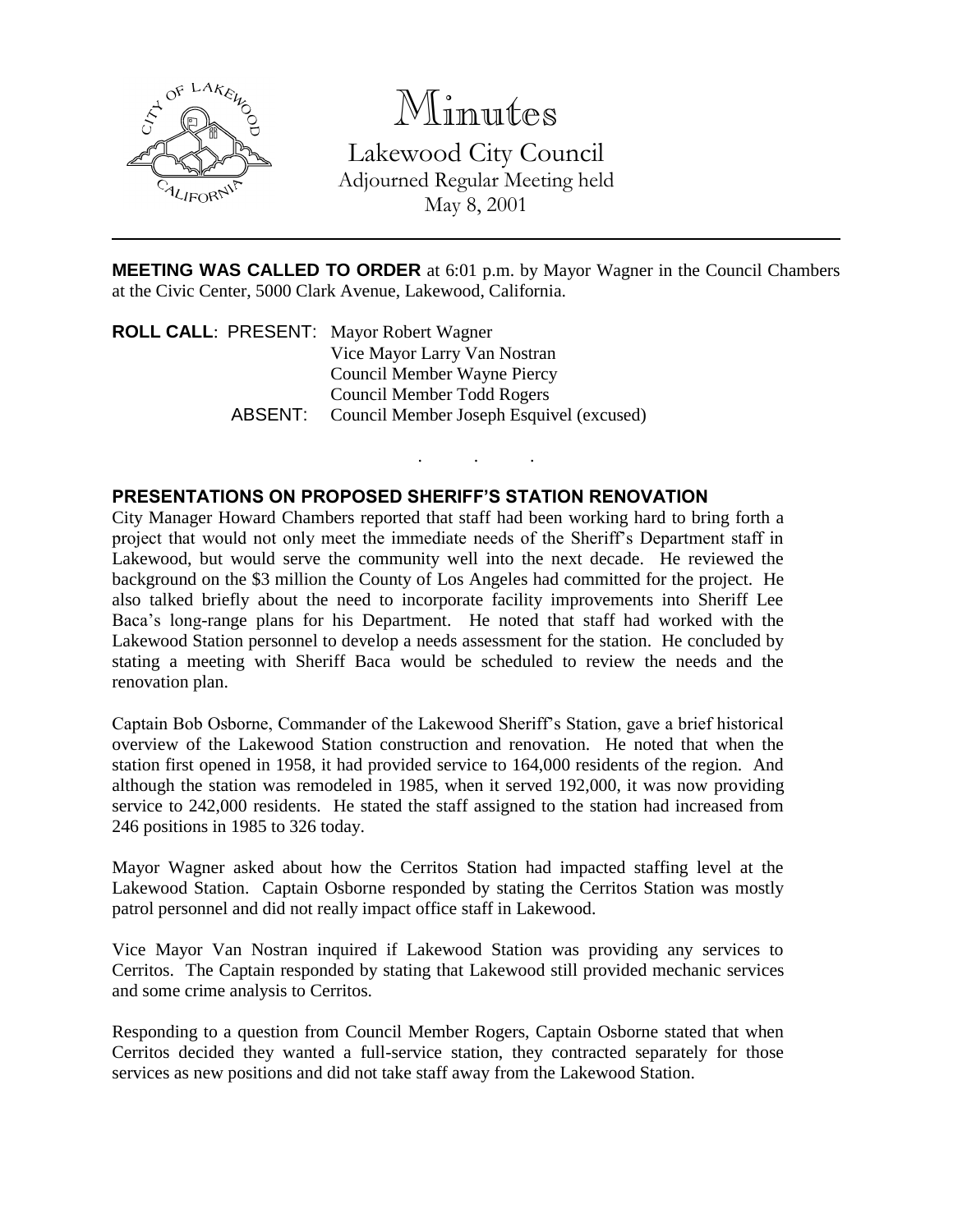# Minutes

Lakewood City Council
Adjourned Regular Meeting held
May 8, 2001

---

**MEETING WAS CALLED TO ORDER** at 6:01 p.m. by Mayor Wagner in the Council Chambers at the Civic Center, 5000 Clark Avenue, Lakewood, California.

**ROLL CALL**: PRESENT: Mayor Robert Wagner
Vice Mayor Larry Van Nostran
Council Member Wayne Piercy
Council Member Todd Rogers
ABSENT: Council Member Joseph Esquivel (excused)

. . .

## PRESENTATIONS ON PROPOSED SHERIFF'S STATION RENOVATION

City Manager Howard Chambers reported that staff had been working hard to bring forth a project that would not only meet the immediate needs of the Sheriff's Department staff in Lakewood, but would serve the community well into the next decade. He reviewed the background on the $3 million the County of Los Angeles had committed for the project. He also talked briefly about the need to incorporate facility improvements into Sheriff Lee Baca's long-range plans for his Department. He noted that staff had worked with the Lakewood Station personnel to develop a needs assessment for the station. He concluded by stating a meeting with Sheriff Baca would be scheduled to review the needs and the renovation plan.

Captain Bob Osborne, Commander of the Lakewood Sheriff's Station, gave a brief historical overview of the Lakewood Station construction and renovation. He noted that when the station first opened in 1958, it had provided service to 164,000 residents of the region. And although the station was remodeled in 1985, when it served 192,000, it was now providing service to 242,000 residents. He stated the staff assigned to the station had increased from 246 positions in 1985 to 326 today.

Mayor Wagner asked about how the Cerritos Station had impacted staffing level at the Lakewood Station. Captain Osborne responded by stating the Cerritos Station was mostly patrol personnel and did not really impact office staff in Lakewood.

Vice Mayor Van Nostran inquired if Lakewood Station was providing any services to Cerritos. The Captain responded by stating that Lakewood still provided mechanic services and some crime analysis to Cerritos.

Responding to a question from Council Member Rogers, Captain Osborne stated that when Cerritos decided they wanted a full-service station, they contracted separately for those services as new positions and did not take staff away from the Lakewood Station.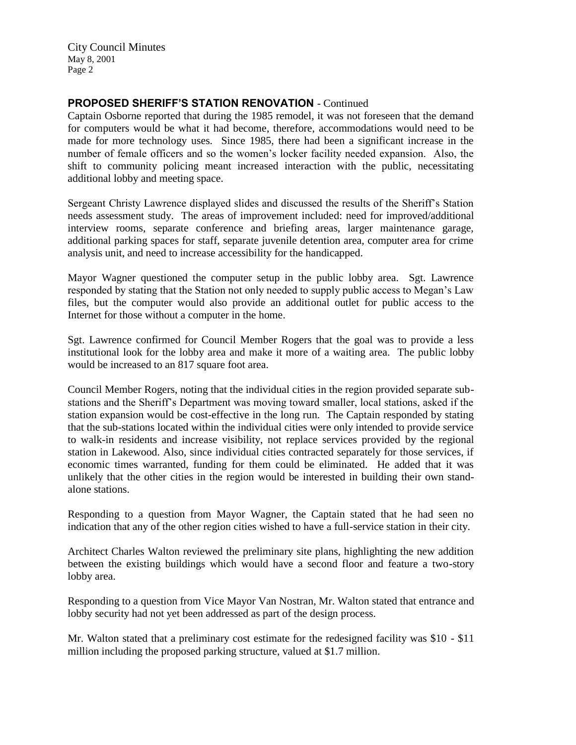## PROPOSED SHERIFF'S STATION RENOVATION - Continued

Captain Osborne reported that during the 1985 remodel, it was not foreseen that the demand for computers would be what it had become, therefore, accommodations would need to be made for more technology uses. Since 1985, there had been a significant increase in the number of female officers and so the women's locker facility needed expansion. Also, the shift to community policing meant increased interaction with the public, necessitating additional lobby and meeting space.

Sergeant Christy Lawrence displayed slides and discussed the results of the Sheriff's Station needs assessment study. The areas of improvement included: need for improved/additional interview rooms, separate conference and briefing areas, larger maintenance garage, additional parking spaces for staff, separate juvenile detention area, computer area for crime analysis unit, and need to increase accessibility for the handicapped.

Mayor Wagner questioned the computer setup in the public lobby area. Sgt. Lawrence responded by stating that the Station not only needed to supply public access to Megan's Law files, but the computer would also provide an additional outlet for public access to the Internet for those without a computer in the home.

Sgt. Lawrence confirmed for Council Member Rogers that the goal was to provide a less institutional look for the lobby area and make it more of a waiting area. The public lobby would be increased to an 817 square foot area.

Council Member Rogers, noting that the individual cities in the region provided separate sub-stations and the Sheriff's Department was moving toward smaller, local stations, asked if the station expansion would be cost-effective in the long run. The Captain responded by stating that the sub-stations located within the individual cities were only intended to provide service to walk-in residents and increase visibility, not replace services provided by the regional station in Lakewood. Also, since individual cities contracted separately for those services, if economic times warranted, funding for them could be eliminated. He added that it was unlikely that the other cities in the region would be interested in building their own stand-alone stations.

Responding to a question from Mayor Wagner, the Captain stated that he had seen no indication that any of the other region cities wished to have a full-service station in their city.

Architect Charles Walton reviewed the preliminary site plans, highlighting the new addition between the existing buildings which would have a second floor and feature a two-story lobby area.

Responding to a question from Vice Mayor Van Nostran, Mr. Walton stated that entrance and lobby security had not yet been addressed as part of the design process.

Mr. Walton stated that a preliminary cost estimate for the redesigned facility was $10 - $11 million including the proposed parking structure, valued at $1.7 million.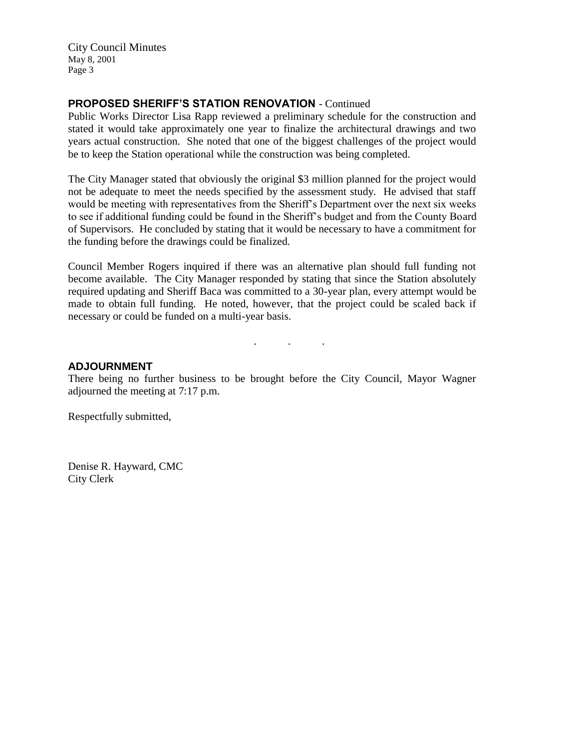## PROPOSED SHERIFF'S STATION RENOVATION - Continued

Public Works Director Lisa Rapp reviewed a preliminary schedule for the construction and stated it would take approximately one year to finalize the architectural drawings and two years actual construction. She noted that one of the biggest challenges of the project would be to keep the Station operational while the construction was being completed.

The City Manager stated that obviously the original $3 million planned for the project would not be adequate to meet the needs specified by the assessment study. He advised that staff would be meeting with representatives from the Sheriff's Department over the next six weeks to see if additional funding could be found in the Sheriff's budget and from the County Board of Supervisors. He concluded by stating that it would be necessary to have a commitment for the funding before the drawings could be finalized.

Council Member Rogers inquired if there was an alternative plan should full funding not become available. The City Manager responded by stating that since the Station absolutely required updating and Sheriff Baca was committed to a 30-year plan, every attempt would be made to obtain full funding. He noted, however, that the project could be scaled back if necessary or could be funded on a multi-year basis.

. . .

## ADJOURNMENT

There being no further business to be brought before the City Council, Mayor Wagner adjourned the meeting at 7:17 p.m.

Respectfully submitted,

Denise R. Hayward, CMC
City Clerk